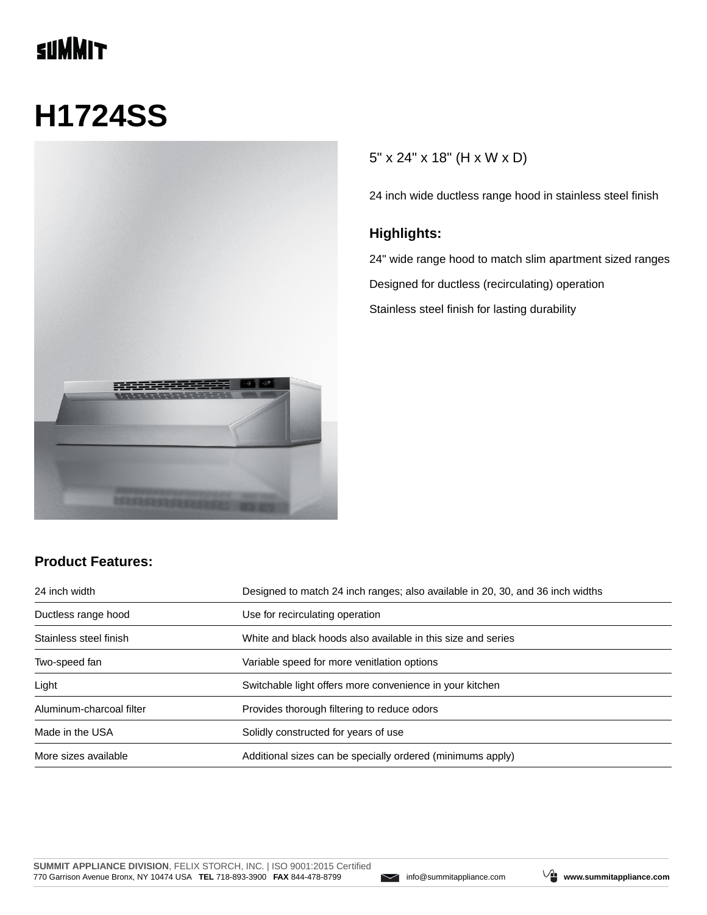SUMMIT

# H1724SS

5" x 24" x 18" (H x W x D)

24 inch wide ductless range hood in stainless steel finish

### Highlights:

24" wide range hood to match slim apartment sized ranges

Designed for ductless (recirculating) operation

Stainless steel finish for lasting durability

### Product Features:

| | |
|---|---|
| 24 inch width | Designed to match 24 inch ranges; also available in 20, 30, and 36 inch widths |
| Ductless range hood | Use for recirculating operation |
| Stainless steel finish | White and black hoods also available in this size and series |
| Two-speed fan | Variable speed for more venitlation options |
| Light | Switchable light offers more convenience in your kitchen |
| Aluminum-charcoal filter | Provides thorough filtering to reduce odors |
| Made in the USA | Solidly constructed for years of use |
| More sizes available | Additional sizes can be specially ordered (minimums apply) |

**SUMMIT APPLIANCE DIVISION**, FELIX STORCH, INC. | ISO 9001:2015 Certified
770 Garrison Avenue Bronx, NY 10474 USA **TEL** 718-893-3900 **FAX** 844-478-8799 info@summitappliance.com **www.summitappliance.com**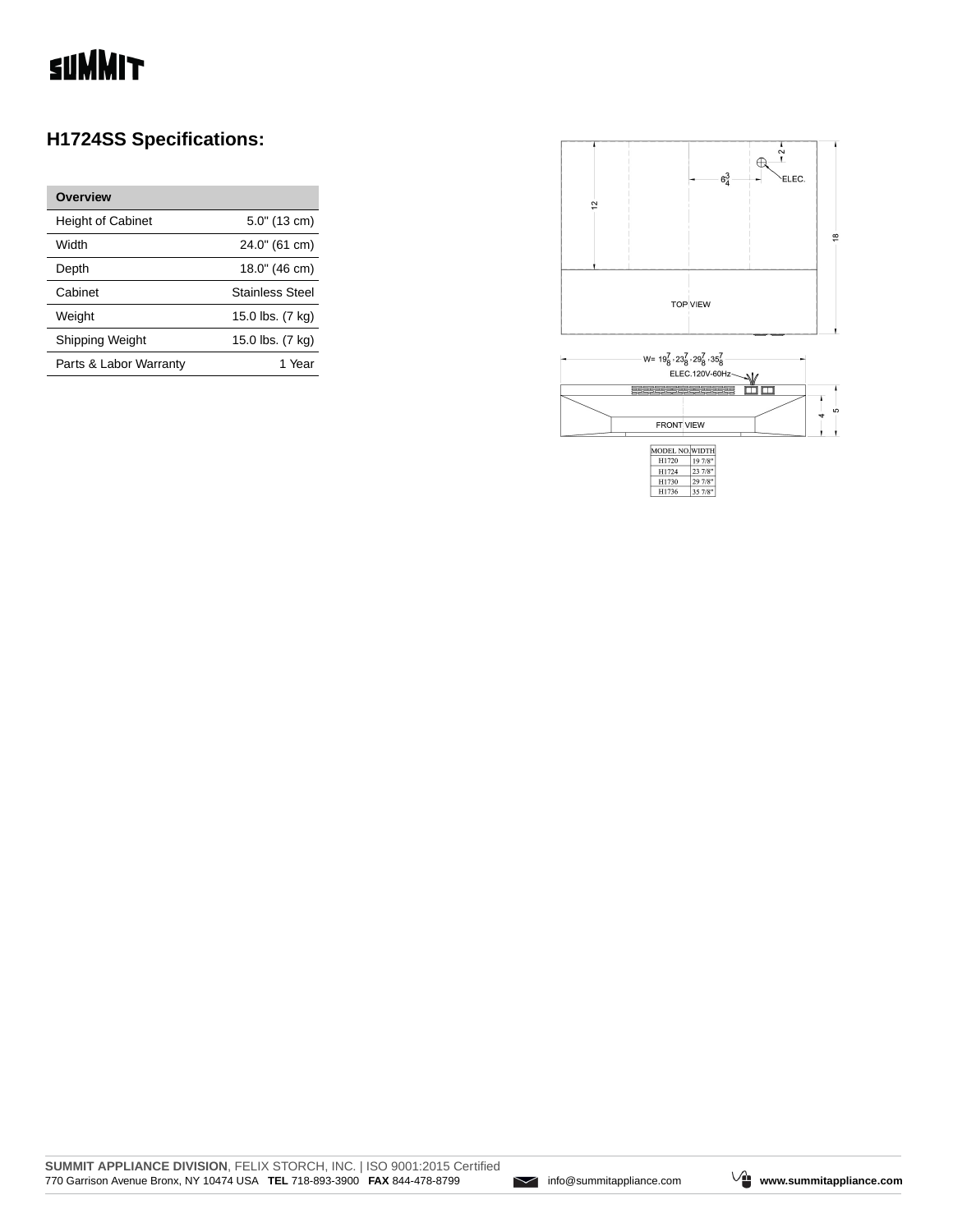## H1724SS Specifications:

| Overview | |
|---|---|
| Height of Cabinet | 5.0" (13 cm) |
| Width | 24.0" (61 cm) |
| Depth | 18.0" (46 cm) |
| Cabinet | Stainless Steel |
| Weight | 15.0 lbs. (7 kg) |
| Shipping Weight | 15.0 lbs. (7 kg) |
| Parts & Labor Warranty | 1 Year |

2

$6\frac{3}{4}$

ELEC.

12

18

TOP VIEW

W= $19\frac{7}{8}$ , $23\frac{7}{8}$ , $29\frac{7}{8}$ , $35\frac{7}{8}$

ELEC.120V-60Hz

FRONT VIEW

4

5

| MODEL NO. | WIDTH |
|---|---|
| H1720 | 19 7/8" |
| H1724 | 23 7/8" |
| H1730 | 29 7/8" |
| H1736 | 35 7/8" |

**SUMMIT APPLIANCE DIVISION**, FELIX STORCH, INC. | ISO 9001:2015 Certified
770 Garrison Avenue Bronx, NY 10474 USA **TEL** 718-893-3900 **FAX** 844-478-8799 info@summitappliance.com **www.summitappliance.com**